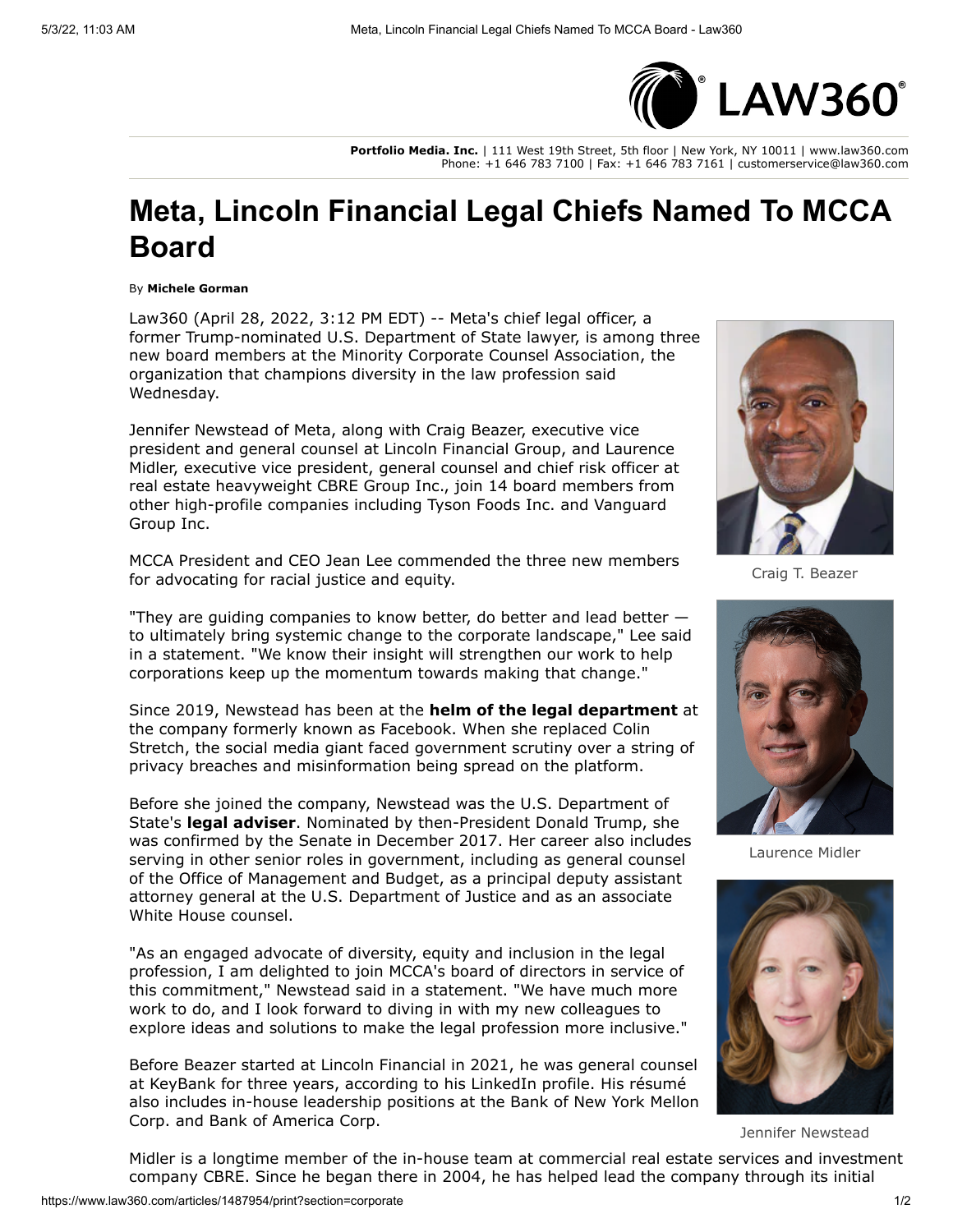# Meta, Lincoln Financial Legal Chiefs Named To MCCA Board

By **Michele Gorman**

Law360 (April 28, 2022, 3:12 PM EDT) -- Meta's chief legal officer, a former Trump-nominated U.S. Department of State lawyer, is among three new board members at the Minority Corporate Counsel Association, the organization that champions diversity in the law profession said Wednesday.

Jennifer Newstead of Meta, along with Craig Beazer, executive vice president and general counsel at Lincoln Financial Group, and Laurence Midler, executive vice president, general counsel and chief risk officer at real estate heavyweight CBRE Group Inc., join 14 board members from other high-profile companies including Tyson Foods Inc. and Vanguard Group Inc.

MCCA President and CEO Jean Lee commended the three new members for advocating for racial justice and equity.

"They are guiding companies to know better, do better and lead better — to ultimately bring systemic change to the corporate landscape," Lee said in a statement. "We know their insight will strengthen our work to help corporations keep up the momentum towards making that change."

Since 2019, Newstead has been at the **helm of the legal department** at the company formerly known as Facebook. When she replaced Colin Stretch, the social media giant faced government scrutiny over a string of privacy breaches and misinformation being spread on the platform.

Before she joined the company, Newstead was the U.S. Department of State's **legal adviser**. Nominated by then-President Donald Trump, she was confirmed by the Senate in December 2017. Her career also includes serving in other senior roles in government, including as general counsel of the Office of Management and Budget, as a principal deputy assistant attorney general at the U.S. Department of Justice and as an associate White House counsel.

"As an engaged advocate of diversity, equity and inclusion in the legal profession, I am delighted to join MCCA's board of directors in service of this commitment," Newstead said in a statement. "We have much more work to do, and I look forward to diving in with my new colleagues to explore ideas and solutions to make the legal profession more inclusive."

Before Beazer started at Lincoln Financial in 2021, he was general counsel at KeyBank for three years, according to his LinkedIn profile. His résumé also includes in-house leadership positions at the Bank of New York Mellon Corp. and Bank of America Corp.

Craig T. Beazer

Laurence Midler

Jennifer Newstead

Midler is a longtime member of the in-house team at commercial real estate services and investment company CBRE. Since he began there in 2004, he has helped lead the company through its initial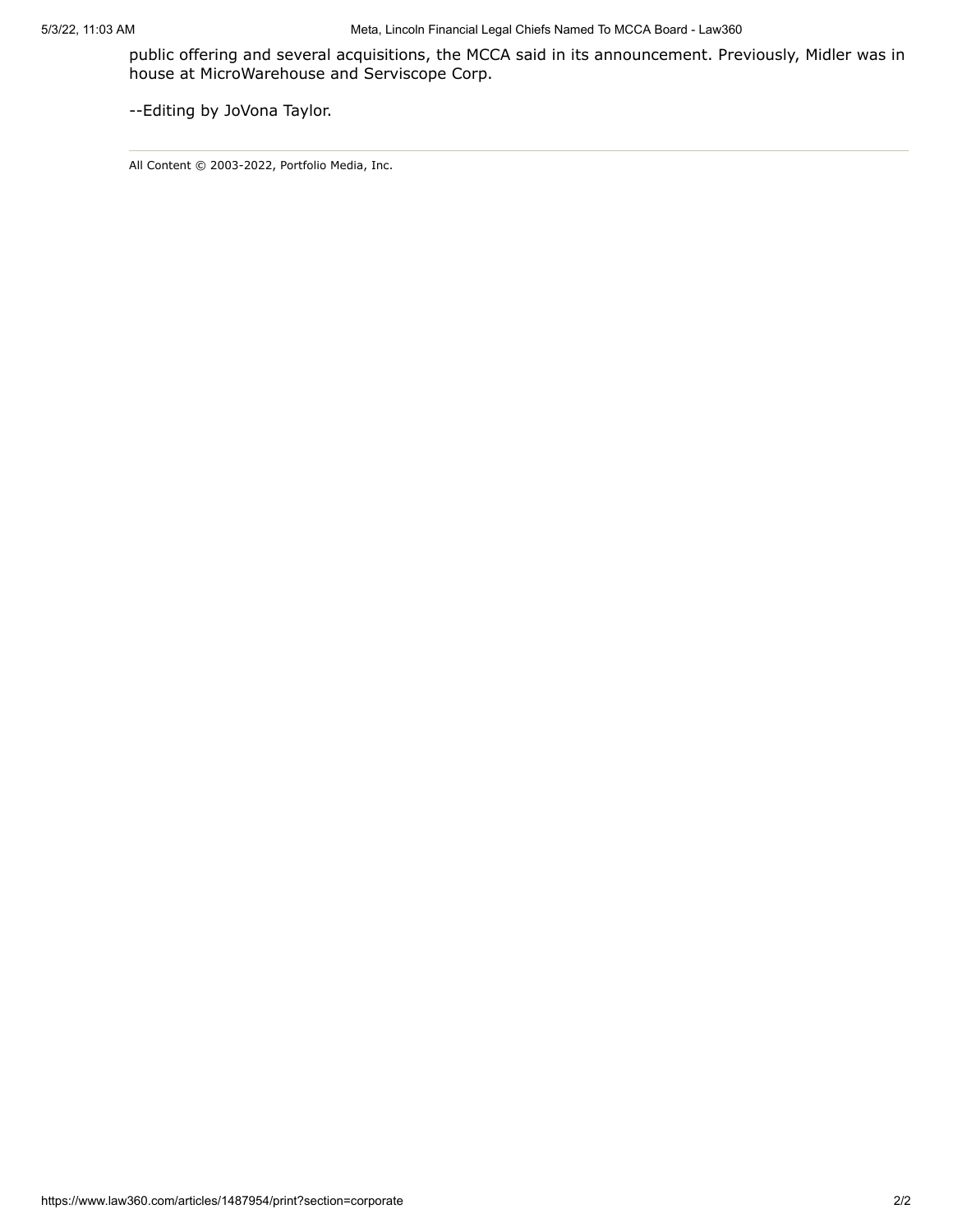public offering and several acquisitions, the MCCA said in its announcement. Previously, Midler was in house at MicroWarehouse and Serviscope Corp.

--Editing by JoVona Taylor.

---

All Content © 2003-2022, Portfolio Media, Inc.